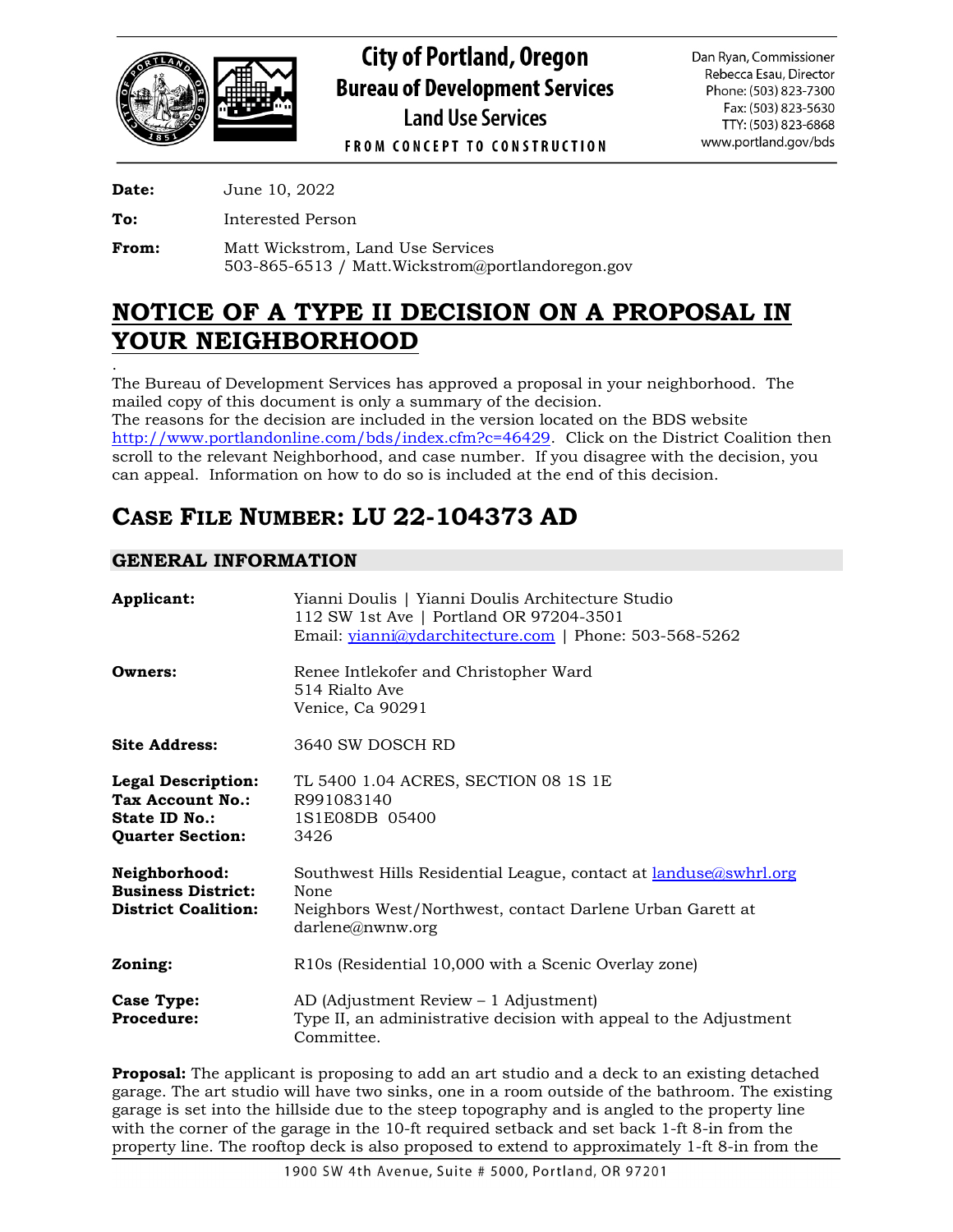# City of Portland, Oregon
## Bureau of Development Services
### Land Use Services

FROM CONCEPT TO CONSTRUCTION

Dan Ryan, Commissioner
Rebecca Esau, Director
Phone: (503) 823-7300
Fax: (503) 823-5630
TTY: (503) 823-6868
www.portland.gov/bds

**Date:** June 10, 2022

**To:** Interested Person

**From:** Matt Wickstrom, Land Use Services
503-865-6513 / Matt.Wickstrom@portlandoregon.gov

# NOTICE OF A TYPE II DECISION ON A PROPOSAL IN YOUR NEIGHBORHOOD

.
The Bureau of Development Services has approved a proposal in your neighborhood. The mailed copy of this document is only a summary of the decision.
The reasons for the decision are included in the version located on the BDS website http://www.portlandonline.com/bds/index.cfm?c=46429. Click on the District Coalition then scroll to the relevant Neighborhood, and case number. If you disagree with the decision, you can appeal. Information on how to do so is included at the end of this decision.

## CASE FILE NUMBER: LU 22-104373 AD

### GENERAL INFORMATION

**Applicant:** Yianni Doulis | Yianni Doulis Architecture Studio
112 SW 1st Ave | Portland OR 97204-3501
Email: yianni@ydarchitecture.com | Phone: 503-568-5262

**Owners:** Renee Intlekofer and Christopher Ward
514 Rialto Ave
Venice, Ca 90291

**Site Address:** 3640 SW DOSCH RD

**Legal Description:** TL 5400 1.04 ACRES, SECTION 08 1S 1E
**Tax Account No.:** R991083140
**State ID No.:** 1S1E08DB 05400
**Quarter Section:** 3426

**Neighborhood:** Southwest Hills Residential League, contact at landuse@swhrl.org
**Business District:** None
**District Coalition:** Neighbors West/Northwest, contact Darlene Urban Garett at darlene@nwnw.org

**Zoning:** R10s (Residential 10,000 with a Scenic Overlay zone)

**Case Type:** AD (Adjustment Review – 1 Adjustment)
**Procedure:** Type II, an administrative decision with appeal to the Adjustment Committee.

**Proposal:** The applicant is proposing to add an art studio and a deck to an existing detached garage. The art studio will have two sinks, one in a room outside of the bathroom. The existing garage is set into the hillside due to the steep topography and is angled to the property line with the corner of the garage in the 10-ft required setback and set back 1-ft 8-in from the property line. The rooftop deck is also proposed to extend to approximately 1-ft 8-in from the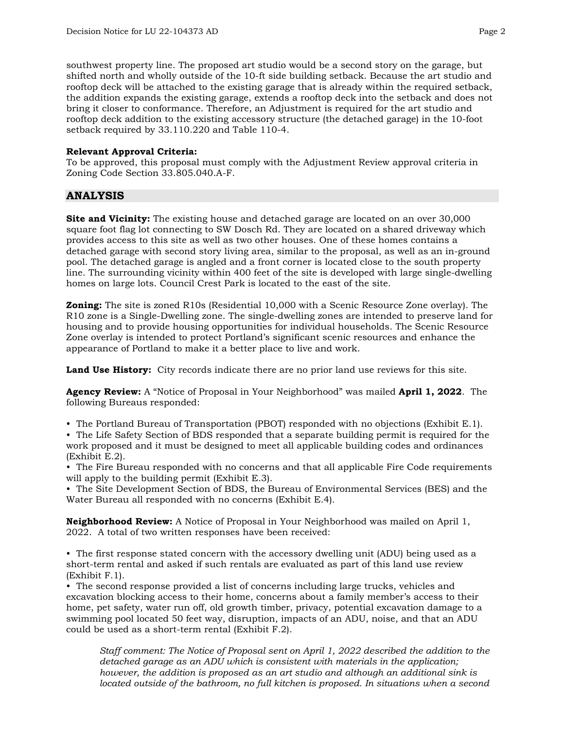southwest property line. The proposed art studio would be a second story on the garage, but shifted north and wholly outside of the 10-ft side building setback. Because the art studio and rooftop deck will be attached to the existing garage that is already within the required setback, the addition expands the existing garage, extends a rooftop deck into the setback and does not bring it closer to conformance. Therefore, an Adjustment is required for the art studio and rooftop deck addition to the existing accessory structure (the detached garage) in the 10-foot setback required by 33.110.220 and Table 110-4.

**Relevant Approval Criteria:**
To be approved, this proposal must comply with the Adjustment Review approval criteria in Zoning Code Section 33.805.040.A-F.

## ANALYSIS

**Site and Vicinity:** The existing house and detached garage are located on an over 30,000 square foot flag lot connecting to SW Dosch Rd. They are located on a shared driveway which provides access to this site as well as two other houses. One of these homes contains a detached garage with second story living area, similar to the proposal, as well as an in-ground pool. The detached garage is angled and a front corner is located close to the south property line. The surrounding vicinity within 400 feet of the site is developed with large single-dwelling homes on large lots. Council Crest Park is located to the east of the site.

**Zoning:** The site is zoned R10s (Residential 10,000 with a Scenic Resource Zone overlay). The R10 zone is a Single-Dwelling zone. The single-dwelling zones are intended to preserve land for housing and to provide housing opportunities for individual households. The Scenic Resource Zone overlay is intended to protect Portland's significant scenic resources and enhance the appearance of Portland to make it a better place to live and work.

**Land Use History:** City records indicate there are no prior land use reviews for this site.

**Agency Review:** A "Notice of Proposal in Your Neighborhood" was mailed **April 1, 2022**. The following Bureaus responded:

- The Portland Bureau of Transportation (PBOT) responded with no objections (Exhibit E.1).
- The Life Safety Section of BDS responded that a separate building permit is required for the work proposed and it must be designed to meet all applicable building codes and ordinances (Exhibit E.2).
- The Fire Bureau responded with no concerns and that all applicable Fire Code requirements will apply to the building permit (Exhibit E.3).
- The Site Development Section of BDS, the Bureau of Environmental Services (BES) and the Water Bureau all responded with no concerns (Exhibit E.4).

**Neighborhood Review:** A Notice of Proposal in Your Neighborhood was mailed on April 1, 2022. A total of two written responses have been received:

- The first response stated concern with the accessory dwelling unit (ADU) being used as a short-term rental and asked if such rentals are evaluated as part of this land use review (Exhibit F.1).
- The second response provided a list of concerns including large trucks, vehicles and excavation blocking access to their home, concerns about a family member's access to their home, pet safety, water run off, old growth timber, privacy, potential excavation damage to a swimming pool located 50 feet way, disruption, impacts of an ADU, noise, and that an ADU could be used as a short-term rental (Exhibit F.2).

> *Staff comment: The Notice of Proposal sent on April 1, 2022 described the addition to the detached garage as an ADU which is consistent with materials in the application; however, the addition is proposed as an art studio and although an additional sink is located outside of the bathroom, no full kitchen is proposed. In situations when a second*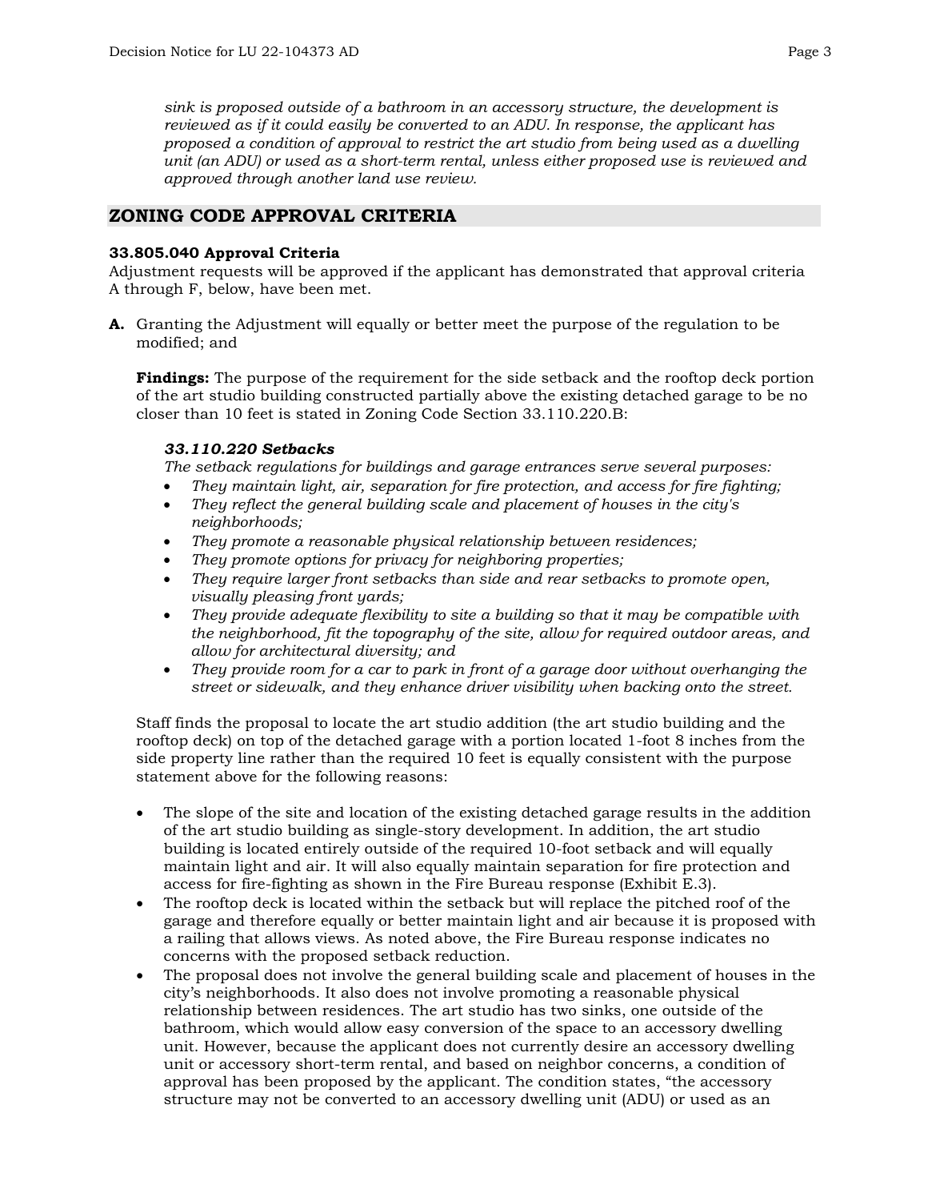*sink is proposed outside of a bathroom in an accessory structure, the development is reviewed as if it could easily be converted to an ADU. In response, the applicant has proposed a condition of approval to restrict the art studio from being used as a dwelling unit (an ADU) or used as a short-term rental, unless either proposed use is reviewed and approved through another land use review.*

## ZONING CODE APPROVAL CRITERIA

**33.805.040 Approval Criteria**
Adjustment requests will be approved if the applicant has demonstrated that approval criteria A through F, below, have been met.

**A.** Granting the Adjustment will equally or better meet the purpose of the regulation to be modified; and

**Findings:** The purpose of the requirement for the side setback and the rooftop deck portion of the art studio building constructed partially above the existing detached garage to be no closer than 10 feet is stated in Zoning Code Section 33.110.220.B:

***33.110.220 Setbacks***
*The setback regulations for buildings and garage entrances serve several purposes:*

- *They maintain light, air, separation for fire protection, and access for fire fighting;*
- *They reflect the general building scale and placement of houses in the city's neighborhoods;*
- *They promote a reasonable physical relationship between residences;*
- *They promote options for privacy for neighboring properties;*
- *They require larger front setbacks than side and rear setbacks to promote open, visually pleasing front yards;*
- *They provide adequate flexibility to site a building so that it may be compatible with the neighborhood, fit the topography of the site, allow for required outdoor areas, and allow for architectural diversity; and*
- *They provide room for a car to park in front of a garage door without overhanging the street or sidewalk, and they enhance driver visibility when backing onto the street.*

Staff finds the proposal to locate the art studio addition (the art studio building and the rooftop deck) on top of the detached garage with a portion located 1-foot 8 inches from the side property line rather than the required 10 feet is equally consistent with the purpose statement above for the following reasons:

- The slope of the site and location of the existing detached garage results in the addition of the art studio building as single-story development. In addition, the art studio building is located entirely outside of the required 10-foot setback and will equally maintain light and air. It will also equally maintain separation for fire protection and access for fire-fighting as shown in the Fire Bureau response (Exhibit E.3).
- The rooftop deck is located within the setback but will replace the pitched roof of the garage and therefore equally or better maintain light and air because it is proposed with a railing that allows views. As noted above, the Fire Bureau response indicates no concerns with the proposed setback reduction.
- The proposal does not involve the general building scale and placement of houses in the city's neighborhoods. It also does not involve promoting a reasonable physical relationship between residences. The art studio has two sinks, one outside of the bathroom, which would allow easy conversion of the space to an accessory dwelling unit. However, because the applicant does not currently desire an accessory dwelling unit or accessory short-term rental, and based on neighbor concerns, a condition of approval has been proposed by the applicant. The condition states, "the accessory structure may not be converted to an accessory dwelling unit (ADU) or used as an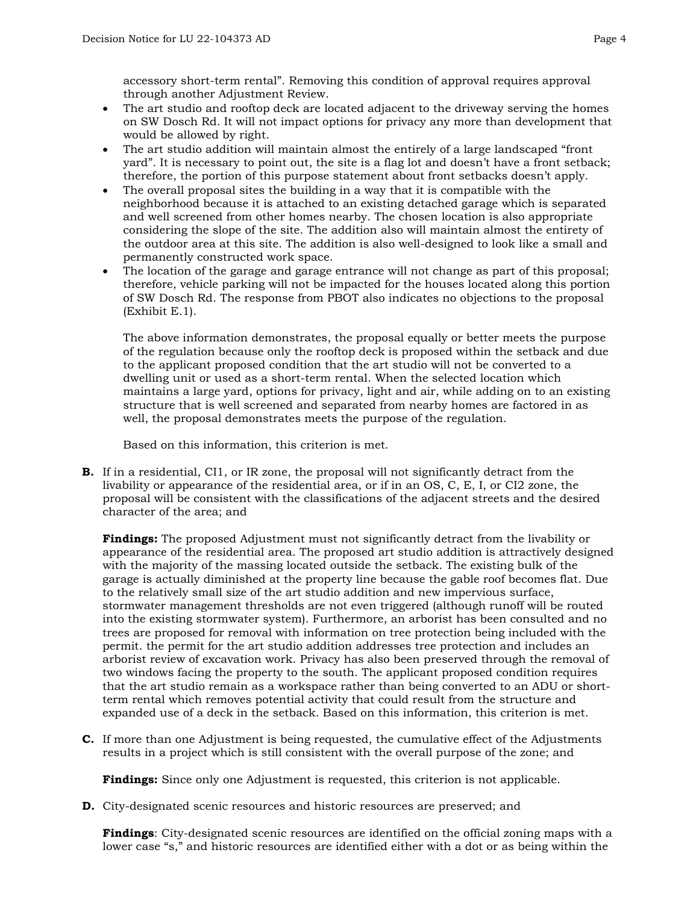accessory short-term rental". Removing this condition of approval requires approval through another Adjustment Review.

- The art studio and rooftop deck are located adjacent to the driveway serving the homes on SW Dosch Rd. It will not impact options for privacy any more than development that would be allowed by right.
- The art studio addition will maintain almost the entirely of a large landscaped "front yard". It is necessary to point out, the site is a flag lot and doesn't have a front setback; therefore, the portion of this purpose statement about front setbacks doesn't apply.
- The overall proposal sites the building in a way that it is compatible with the neighborhood because it is attached to an existing detached garage which is separated and well screened from other homes nearby. The chosen location is also appropriate considering the slope of the site. The addition also will maintain almost the entirety of the outdoor area at this site. The addition is also well-designed to look like a small and permanently constructed work space.
- The location of the garage and garage entrance will not change as part of this proposal; therefore, vehicle parking will not be impacted for the houses located along this portion of SW Dosch Rd. The response from PBOT also indicates no objections to the proposal (Exhibit E.1).

  The above information demonstrates, the proposal equally or better meets the purpose of the regulation because only the rooftop deck is proposed within the setback and due to the applicant proposed condition that the art studio will not be converted to a dwelling unit or used as a short-term rental. When the selected location which maintains a large yard, options for privacy, light and air, while adding on to an existing structure that is well screened and separated from nearby homes are factored in as well, the proposal demonstrates meets the purpose of the regulation.

  Based on this information, this criterion is met.

**B.** If in a residential, CI1, or IR zone, the proposal will not significantly detract from the livability or appearance of the residential area, or if in an OS, C, E, I, or CI2 zone, the proposal will be consistent with the classifications of the adjacent streets and the desired character of the area; and

**Findings:** The proposed Adjustment must not significantly detract from the livability or appearance of the residential area. The proposed art studio addition is attractively designed with the majority of the massing located outside the setback. The existing bulk of the garage is actually diminished at the property line because the gable roof becomes flat. Due to the relatively small size of the art studio addition and new impervious surface, stormwater management thresholds are not even triggered (although runoff will be routed into the existing stormwater system). Furthermore, an arborist has been consulted and no trees are proposed for removal with information on tree protection being included with the permit. the permit for the art studio addition addresses tree protection and includes an arborist review of excavation work. Privacy has also been preserved through the removal of two windows facing the property to the south. The applicant proposed condition requires that the art studio remain as a workspace rather than being converted to an ADU or short-term rental which removes potential activity that could result from the structure and expanded use of a deck in the setback. Based on this information, this criterion is met.

**C.** If more than one Adjustment is being requested, the cumulative effect of the Adjustments results in a project which is still consistent with the overall purpose of the zone; and

**Findings:** Since only one Adjustment is requested, this criterion is not applicable.

**D.** City-designated scenic resources and historic resources are preserved; and

**Findings**: City-designated scenic resources are identified on the official zoning maps with a lower case "s," and historic resources are identified either with a dot or as being within the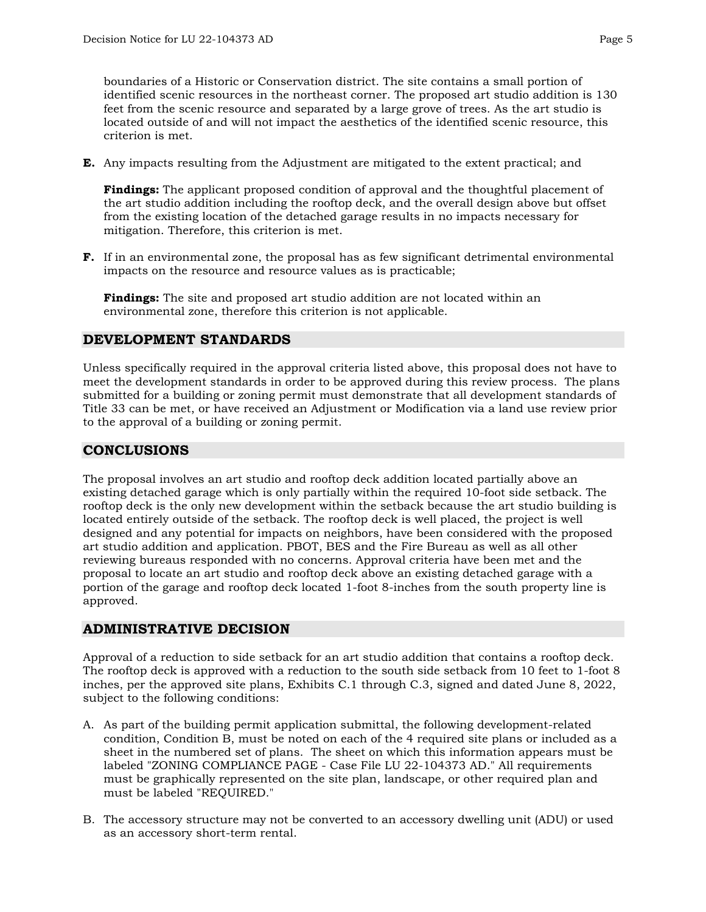boundaries of a Historic or Conservation district. The site contains a small portion of identified scenic resources in the northeast corner. The proposed art studio addition is 130 feet from the scenic resource and separated by a large grove of trees. As the art studio is located outside of and will not impact the aesthetics of the identified scenic resource, this criterion is met.

**E.** Any impacts resulting from the Adjustment are mitigated to the extent practical; and

**Findings:** The applicant proposed condition of approval and the thoughtful placement of the art studio addition including the rooftop deck, and the overall design above but offset from the existing location of the detached garage results in no impacts necessary for mitigation. Therefore, this criterion is met.

**F.** If in an environmental zone, the proposal has as few significant detrimental environmental impacts on the resource and resource values as is practicable;

**Findings:** The site and proposed art studio addition are not located within an environmental zone, therefore this criterion is not applicable.

## DEVELOPMENT STANDARDS

Unless specifically required in the approval criteria listed above, this proposal does not have to meet the development standards in order to be approved during this review process. The plans submitted for a building or zoning permit must demonstrate that all development standards of Title 33 can be met, or have received an Adjustment or Modification via a land use review prior to the approval of a building or zoning permit.

## CONCLUSIONS

The proposal involves an art studio and rooftop deck addition located partially above an existing detached garage which is only partially within the required 10-foot side setback. The rooftop deck is the only new development within the setback because the art studio building is located entirely outside of the setback. The rooftop deck is well placed, the project is well designed and any potential for impacts on neighbors, have been considered with the proposed art studio addition and application. PBOT, BES and the Fire Bureau as well as all other reviewing bureaus responded with no concerns. Approval criteria have been met and the proposal to locate an art studio and rooftop deck above an existing detached garage with a portion of the garage and rooftop deck located 1-foot 8-inches from the south property line is approved.

## ADMINISTRATIVE DECISION

Approval of a reduction to side setback for an art studio addition that contains a rooftop deck. The rooftop deck is approved with a reduction to the south side setback from 10 feet to 1-foot 8 inches, per the approved site plans, Exhibits C.1 through C.3, signed and dated June 8, 2022, subject to the following conditions:

A. As part of the building permit application submittal, the following development-related condition, Condition B, must be noted on each of the 4 required site plans or included as a sheet in the numbered set of plans. The sheet on which this information appears must be labeled "ZONING COMPLIANCE PAGE - Case File LU 22-104373 AD." All requirements must be graphically represented on the site plan, landscape, or other required plan and must be labeled "REQUIRED."

B. The accessory structure may not be converted to an accessory dwelling unit (ADU) or used as an accessory short-term rental.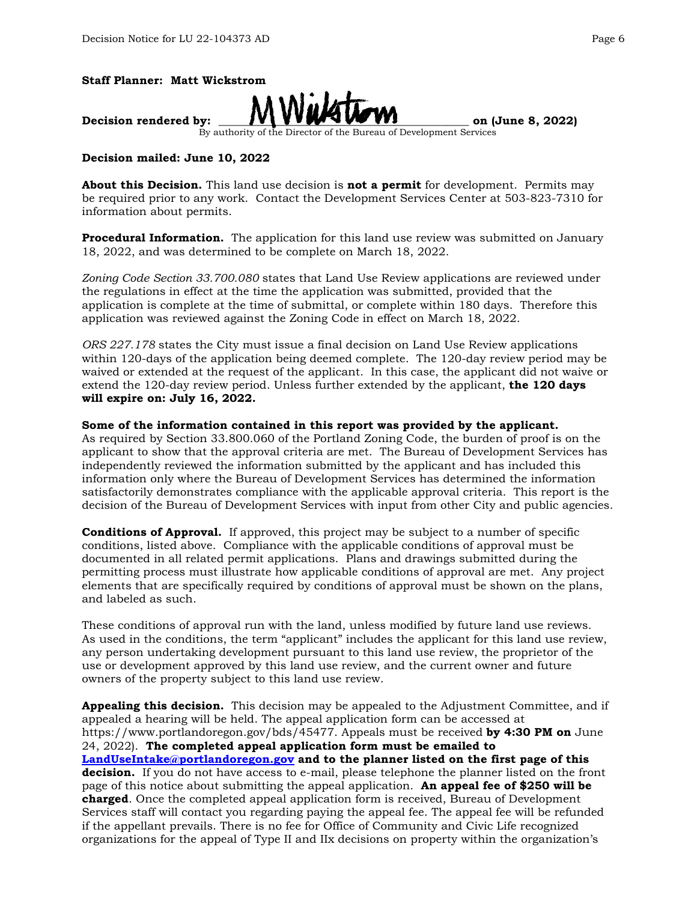**Staff Planner: Matt Wickstrom**

**Decision rendered by:** ______MWickstrom______ **on (June 8, 2022)**
By authority of the Director of the Bureau of Development Services

**Decision mailed: June 10, 2022**

**About this Decision.** This land use decision is **not a permit** for development. Permits may be required prior to any work. Contact the Development Services Center at 503-823-7310 for information about permits.

**Procedural Information.** The application for this land use review was submitted on January 18, 2022, and was determined to be complete on March 18, 2022.

*Zoning Code Section 33.700.080* states that Land Use Review applications are reviewed under the regulations in effect at the time the application was submitted, provided that the application is complete at the time of submittal, or complete within 180 days. Therefore this application was reviewed against the Zoning Code in effect on March 18, 2022.

*ORS 227.178* states the City must issue a final decision on Land Use Review applications within 120-days of the application being deemed complete. The 120-day review period may be waived or extended at the request of the applicant. In this case, the applicant did not waive or extend the 120-day review period. Unless further extended by the applicant, **the 120 days will expire on: July 16, 2022.**

**Some of the information contained in this report was provided by the applicant.**
As required by Section 33.800.060 of the Portland Zoning Code, the burden of proof is on the applicant to show that the approval criteria are met. The Bureau of Development Services has independently reviewed the information submitted by the applicant and has included this information only where the Bureau of Development Services has determined the information satisfactorily demonstrates compliance with the applicable approval criteria. This report is the decision of the Bureau of Development Services with input from other City and public agencies.

**Conditions of Approval.** If approved, this project may be subject to a number of specific conditions, listed above. Compliance with the applicable conditions of approval must be documented in all related permit applications. Plans and drawings submitted during the permitting process must illustrate how applicable conditions of approval are met. Any project elements that are specifically required by conditions of approval must be shown on the plans, and labeled as such.

These conditions of approval run with the land, unless modified by future land use reviews. As used in the conditions, the term "applicant" includes the applicant for this land use review, any person undertaking development pursuant to this land use review, the proprietor of the use or development approved by this land use review, and the current owner and future owners of the property subject to this land use review.

**Appealing this decision.** This decision may be appealed to the Adjustment Committee, and if appealed a hearing will be held. The appeal application form can be accessed at https://www.portlandoregon.gov/bds/45477. Appeals must be received **by 4:30 PM on** June 24, 2022). **The completed appeal application form must be emailed to LandUseIntake@portlandoregon.gov and to the planner listed on the first page of this decision.** If you do not have access to e-mail, please telephone the planner listed on the front page of this notice about submitting the appeal application. **An appeal fee of $250 will be charged**. Once the completed appeal application form is received, Bureau of Development Services staff will contact you regarding paying the appeal fee. The appeal fee will be refunded if the appellant prevails. There is no fee for Office of Community and Civic Life recognized organizations for the appeal of Type II and IIx decisions on property within the organization's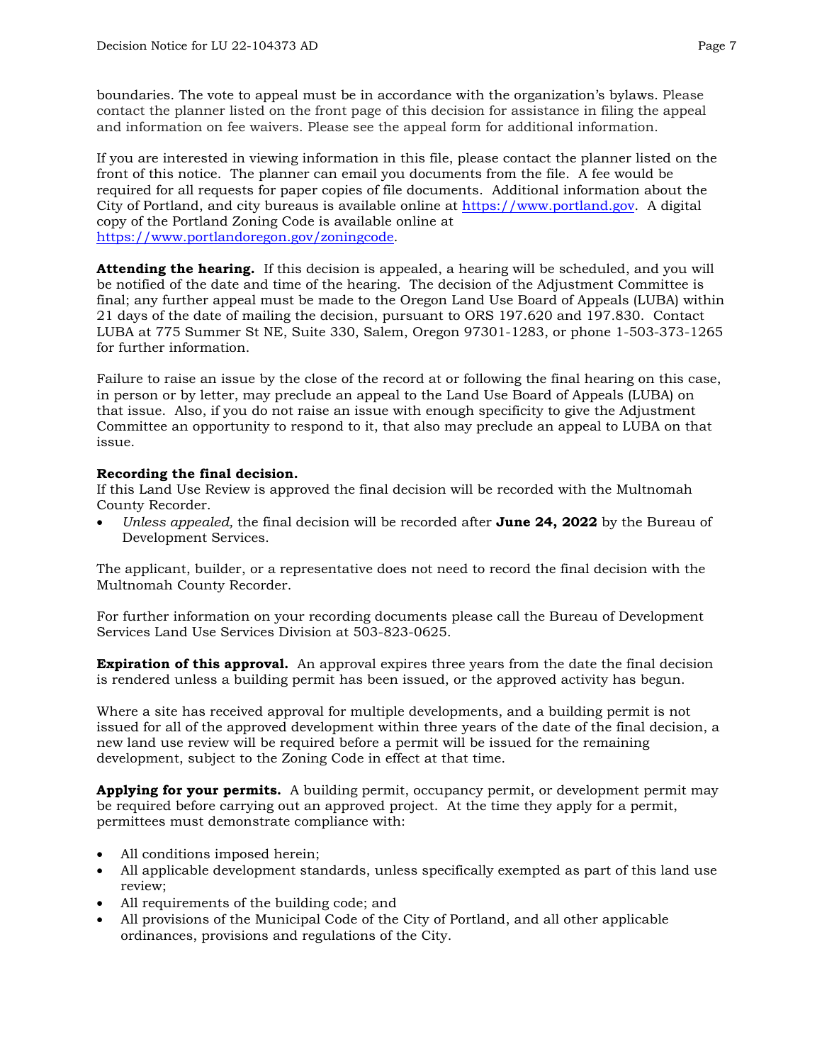boundaries. The vote to appeal must be in accordance with the organization's bylaws. Please contact the planner listed on the front page of this decision for assistance in filing the appeal and information on fee waivers. Please see the appeal form for additional information.

If you are interested in viewing information in this file, please contact the planner listed on the front of this notice. The planner can email you documents from the file. A fee would be required for all requests for paper copies of file documents. Additional information about the City of Portland, and city bureaus is available online at [https://www.portland.gov](https://www.portland.gov). A digital copy of the Portland Zoning Code is available online at [https://www.portlandoregon.gov/zoningcode](https://www.portlandoregon.gov/zoningcode).

**Attending the hearing.** If this decision is appealed, a hearing will be scheduled, and you will be notified of the date and time of the hearing. The decision of the Adjustment Committee is final; any further appeal must be made to the Oregon Land Use Board of Appeals (LUBA) within 21 days of the date of mailing the decision, pursuant to ORS 197.620 and 197.830. Contact LUBA at 775 Summer St NE, Suite 330, Salem, Oregon 97301-1283, or phone 1-503-373-1265 for further information.

Failure to raise an issue by the close of the record at or following the final hearing on this case, in person or by letter, may preclude an appeal to the Land Use Board of Appeals (LUBA) on that issue. Also, if you do not raise an issue with enough specificity to give the Adjustment Committee an opportunity to respond to it, that also may preclude an appeal to LUBA on that issue.

**Recording the final decision.**
If this Land Use Review is approved the final decision will be recorded with the Multnomah County Recorder.

- *Unless appealed,* the final decision will be recorded after **June 24, 2022** by the Bureau of Development Services.

The applicant, builder, or a representative does not need to record the final decision with the Multnomah County Recorder.

For further information on your recording documents please call the Bureau of Development Services Land Use Services Division at 503-823-0625.

**Expiration of this approval.** An approval expires three years from the date the final decision is rendered unless a building permit has been issued, or the approved activity has begun.

Where a site has received approval for multiple developments, and a building permit is not issued for all of the approved development within three years of the date of the final decision, a new land use review will be required before a permit will be issued for the remaining development, subject to the Zoning Code in effect at that time.

**Applying for your permits.** A building permit, occupancy permit, or development permit may be required before carrying out an approved project. At the time they apply for a permit, permittees must demonstrate compliance with:

- All conditions imposed herein;
- All applicable development standards, unless specifically exempted as part of this land use review;
- All requirements of the building code; and
- All provisions of the Municipal Code of the City of Portland, and all other applicable ordinances, provisions and regulations of the City.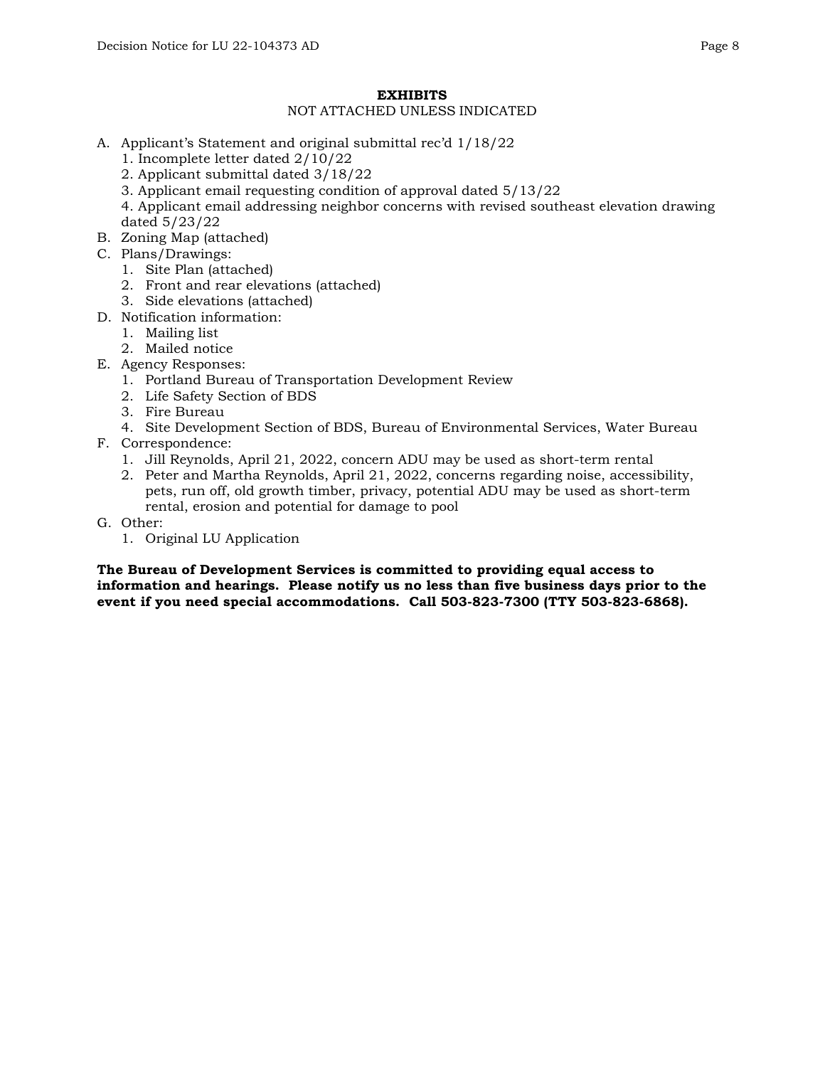## EXHIBITS

NOT ATTACHED UNLESS INDICATED

A. Applicant's Statement and original submittal rec'd 1/18/22
   1. Incomplete letter dated 2/10/22
   2. Applicant submittal dated 3/18/22
   3. Applicant email requesting condition of approval dated 5/13/22
   4. Applicant email addressing neighbor concerns with revised southeast elevation drawing dated 5/23/22
B. Zoning Map (attached)
C. Plans/Drawings:
   1. Site Plan (attached)
   2. Front and rear elevations (attached)
   3. Side elevations (attached)
D. Notification information:
   1. Mailing list
   2. Mailed notice
E. Agency Responses:
   1. Portland Bureau of Transportation Development Review
   2. Life Safety Section of BDS
   3. Fire Bureau
   4. Site Development Section of BDS, Bureau of Environmental Services, Water Bureau
F. Correspondence:
   1. Jill Reynolds, April 21, 2022, concern ADU may be used as short-term rental
   2. Peter and Martha Reynolds, April 21, 2022, concerns regarding noise, accessibility, pets, run off, old growth timber, privacy, potential ADU may be used as short-term rental, erosion and potential for damage to pool
G. Other:
   1. Original LU Application

**The Bureau of Development Services is committed to providing equal access to information and hearings. Please notify us no less than five business days prior to the event if you need special accommodations. Call 503-823-7300 (TTY 503-823-6868).**